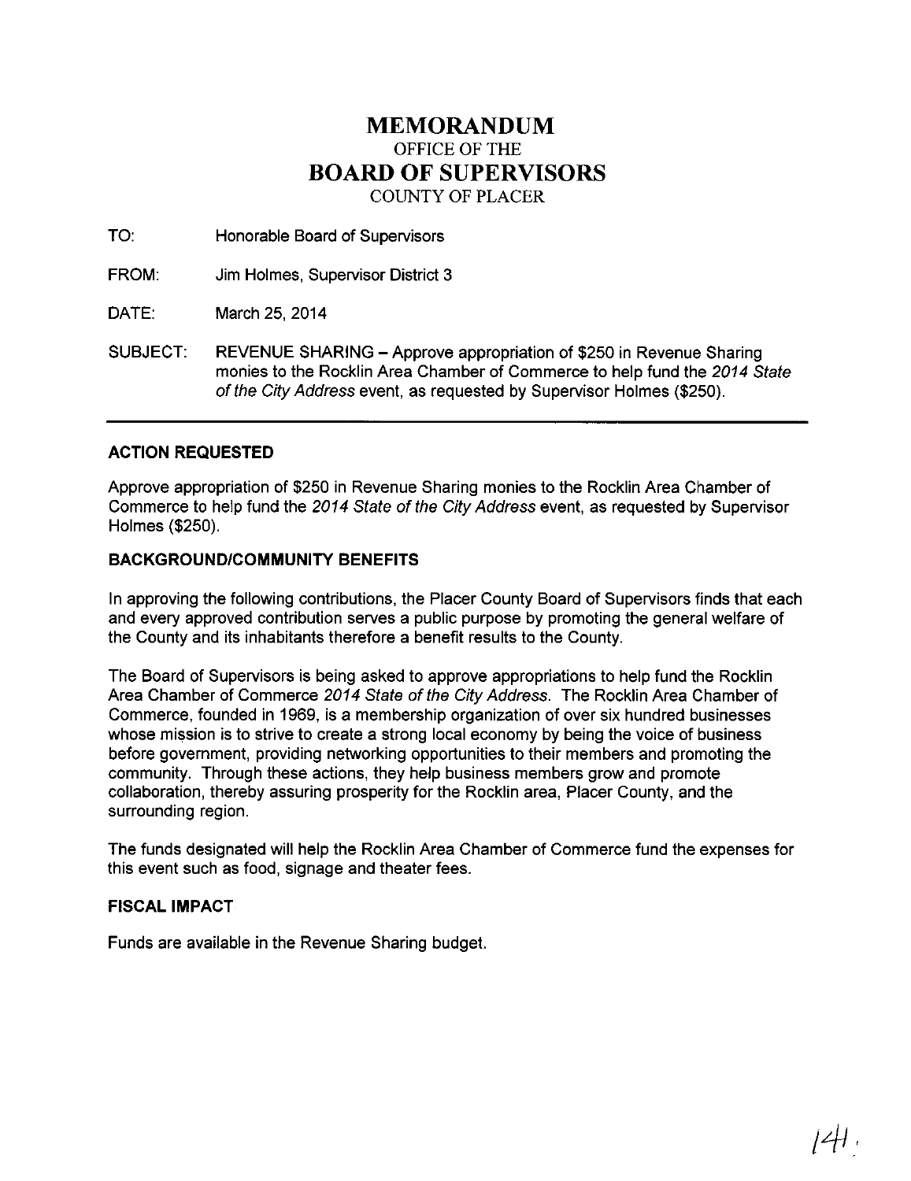# MEMORANDUM
OFFICE OF THE
# BOARD OF SUPERVISORS
COUNTY OF PLACER

TO: Honorable Board of Supervisors

FROM: Jim Holmes, Supervisor District 3

DATE: March 25, 2014

SUBJECT: REVENUE SHARING – Approve appropriation of $250 in Revenue Sharing monies to the Rocklin Area Chamber of Commerce to help fund the *2014 State of the City Address* event, as requested by Supervisor Holmes ($250).

---

### ACTION REQUESTED

Approve appropriation of $250 in Revenue Sharing monies to the Rocklin Area Chamber of Commerce to help fund the *2014 State of the City Address* event, as requested by Supervisor Holmes ($250).

### BACKGROUND/COMMUNITY BENEFITS

In approving the following contributions, the Placer County Board of Supervisors finds that each and every approved contribution serves a public purpose by promoting the general welfare of the County and its inhabitants therefore a benefit results to the County.

The Board of Supervisors is being asked to approve appropriations to help fund the Rocklin Area Chamber of Commerce *2014 State of the City Address.* The Rocklin Area Chamber of Commerce, founded in 1969, is a membership organization of over six hundred businesses whose mission is to strive to create a strong local economy by being the voice of business before government, providing networking opportunities to their members and promoting the community. Through these actions, they help business members grow and promote collaboration, thereby assuring prosperity for the Rocklin area, Placer County, and the surrounding region.

The funds designated will help the Rocklin Area Chamber of Commerce fund the expenses for this event such as food, signage and theater fees.

### FISCAL IMPACT

Funds are available in the Revenue Sharing budget.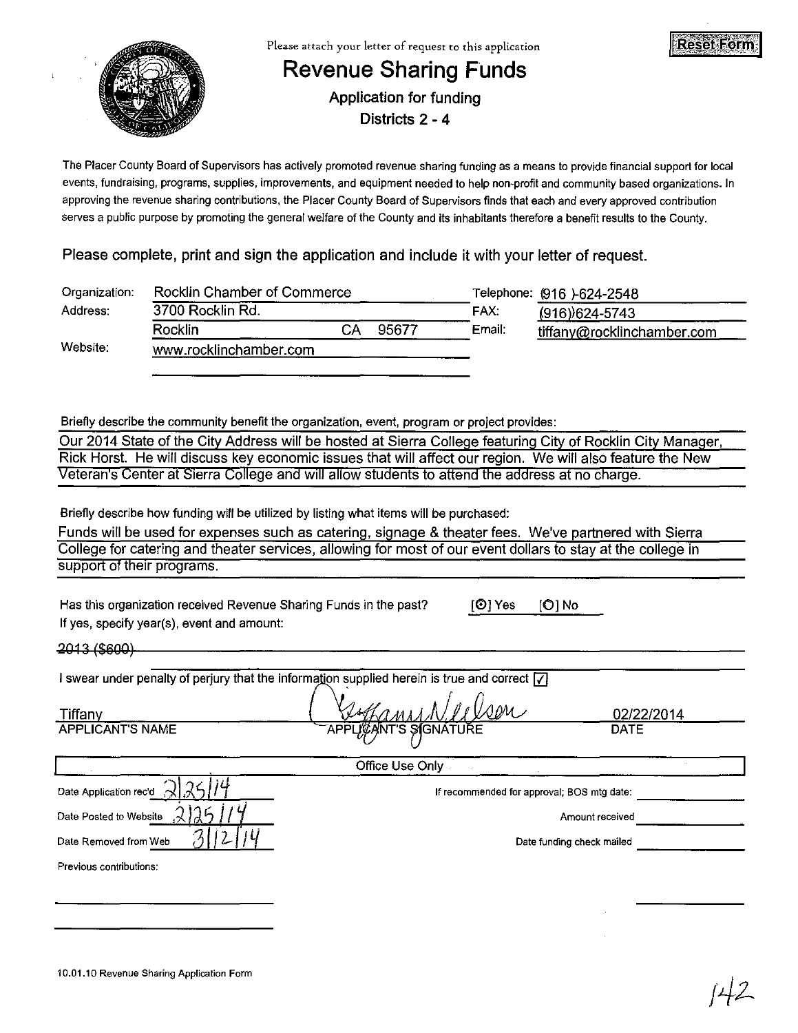Please attach your letter of request to this application

Reset Form

# Revenue Sharing Funds

**Application for funding**

**Districts 2 - 4**

The Placer County Board of Supervisors has actively promoted revenue sharing funding as a means to provide financial support for local events, fundraising, programs, supplies, improvements, and equipment needed to help non-profit and community based organizations. In approving the revenue sharing contributions, the Placer County Board of Supervisors finds that each and every approved contribution serves a public purpose by promoting the general welfare of the County and its inhabitants therefore a benefit results to the County.

Please complete, print and sign the application and include it with your letter of request.

| | | | |
|---|---|---|---|
| Organization: | Rocklin Chamber of Commerce | Telephone: | (916 )-624-2548 |
| Address: | 3700 Rocklin Rd. | FAX: | (916))624-5743 |
| | Rocklin CA 95677 | Email: | tiffany@rocklinchamber.com |
| Website: | www.rocklinchamber.com | | |

Briefly describe the community benefit the organization, event, program or project provides:

Our 2014 State of the City Address will be hosted at Sierra College featuring City of Rocklin City Manager, Rick Horst. He will discuss key economic issues that will affect our region. We will also feature the New Veteran's Center at Sierra College and will allow students to attend the address at no charge.

Briefly describe how funding will be utilized by listing what items will be purchased:

Funds will be used for expenses such as catering, signage & theater fees. We've partnered with Sierra College for catering and theater services, allowing for most of our event dollars to stay at the college in support of their programs.

Has this organization received Revenue Sharing Funds in the past? [⦿] Yes [○] No

If yes, specify year(s), event and amount:

2013 ($600)

I swear under penalty of perjury that the information supplied herein is true and correct [✓]

| | | |
|---|---|---|
| Tiffany | Tiffany Nelson | 02/22/2014 |
| APPLICANT'S NAME | APPLICANT'S SIGNATURE | DATE |

**Office Use Only**

| | | | |
|---|---|---|---|
| Date Application rec'd | 2/25/14 | If recommended for approval; BOS mtg date: | |
| Date Posted to Website | 2/25/14 | Amount received | |
| Date Removed from Web | 3/12/14 | Date funding check mailed | |
| Previous contributions: | | | |

10.01.10 Revenue Sharing Application Form